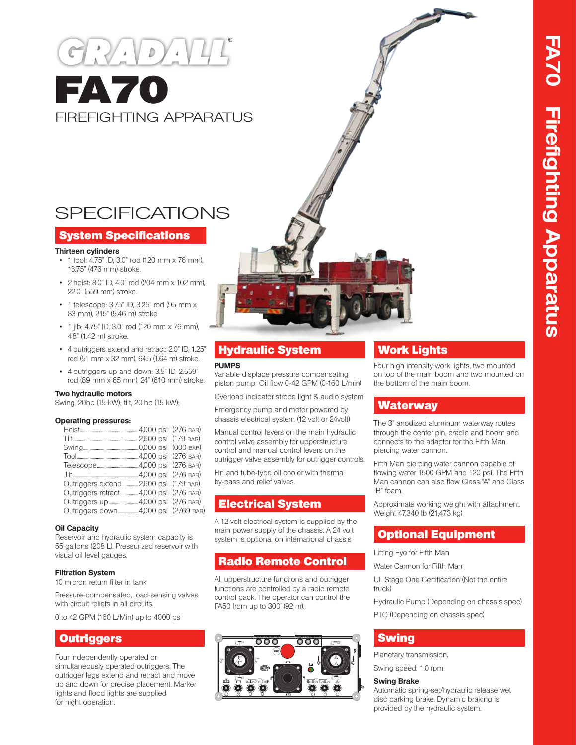# GRADALL®

# FA70

FIREFIGHTING APPARATUS

FA70 Firefighting Apparatus

## SPECIFICATIONS

### System Specifications

**Thirteen cylinders**

- 1 tool: 4.75" ID, 3.0" rod (120 mm x 76 mm), 18.75" (476 mm) stroke.
- 2 hoist: 8.0" ID, 4.0" rod (204 mm x 102 mm), 22.0" (559 mm) stroke.
- 1 telescope: 3.75" ID, 3.25" rod (95 mm x 83 mm), 215" (5.46 m) stroke.
- 1 jib: 4.75" ID, 3.0" rod (120 mm x 76 mm), 4'8" (1.42 m) stroke.
- 4 outriggers extend and retract: 2.0" ID, 1.25" rod (51 mm x 32 mm), 64.5 (1.64 m) stroke.
- 4 outriggers up and down: 3.5" ID, 2.559" rod (89 mm x 65 mm), 24" (610 mm) stroke.

**Two hydraulic motors**

Swing, 20hp (15 kW); tilt, 20 hp (15 kW);

**Operating pressures:**

| | | |
|---|---|---|
| Hoist | 4,000 psi | (276 BAR) |
| Tilt | 2,600 psi | (179 BAR) |
| Swing | 0,000 psi | (000 BAR) |
| Tool | 4,000 psi | (276 BAR) |
| Telescope | 4,000 psi | (276 BAR) |
| Jib | 4,000 psi | (276 BAR) |
| Outriggers extend | 2,600 psi | (179 BAR) |
| Outriggers retract | 4,000 psi | (276 BAR) |
| Outriggers up | 4,000 psi | (276 BAR) |
| Outriggers down | 4,000 psi | (2769 BAR) |

**Oil Capacity**

Reservoir and hydraulic system capacity is 55 gallons (208 L). Pressurized reservoir with visual oil level gauges.

**Filtration System**

10 micron return filter in tank

Pressure-compensated, load-sensing valves with circuit reliefs in all circuits.

0 to 42 GPM (160 L/Min) up to 4000 psi

### Outriggers

Four independently operated or simultaneously operated outriggers. The outrigger legs extend and retract and move up and down for precise placement. Marker lights and flood lights are supplied for night operation.

### Hydraulic System

**PUMPS**

Variable displace pressure compensating piston pump; Oil flow 0-42 GPM (0-160 L/min)

Overload indicator strobe light & audio system

Emergency pump and motor powered by chassis electrical system (12 volt or 24volt)

Manual control levers on the main hydraulic control valve assembly for upperstructure control and manual control levers on the outrigger valve assembly for outrigger controls.

Fin and tube-type oil cooler with thermal by-pass and relief valves.

### Electrical System

A 12 volt electrical system is supplied by the main power supply of the chassis. A 24 volt system is optional on international chassis

### Radio Remote Control

All upperstructure functions and outrigger functions are controlled by a radio remote control pack. The operator can control the FA50 from up to 300' (92 m).

### Work Lights

Four high intensity work lights, two mounted on top of the main boom and two mounted on the bottom of the main boom.

### Waterway

The 3" anodized aluminum waterway routes through the center pin, cradle and boom and connects to the adaptor for the Fifth Man piercing water cannon.

Fifth Man piercing water cannon capable of flowing water 1500 GPM and 120 psi. The Fifth Man cannon can also flow Class "A" and Class "B" foam.

Approximate working weight with attachment. Weight 47,340 lb (21,473 kg)

### Optional Equipment

Lifting Eye for Fifth Man

Water Cannon for Fifth Man

UL Stage One Certification (Not the entire truck)

Hydraulic Pump (Depending on chassis spec)

PTO (Depending on chassis spec)

### Swing

Planetary transmission.

Swing speed: 1.0 rpm.

**Swing Brake**

Automatic spring-set/hydraulic release wet disc parking brake. Dynamic braking is provided by the hydraulic system.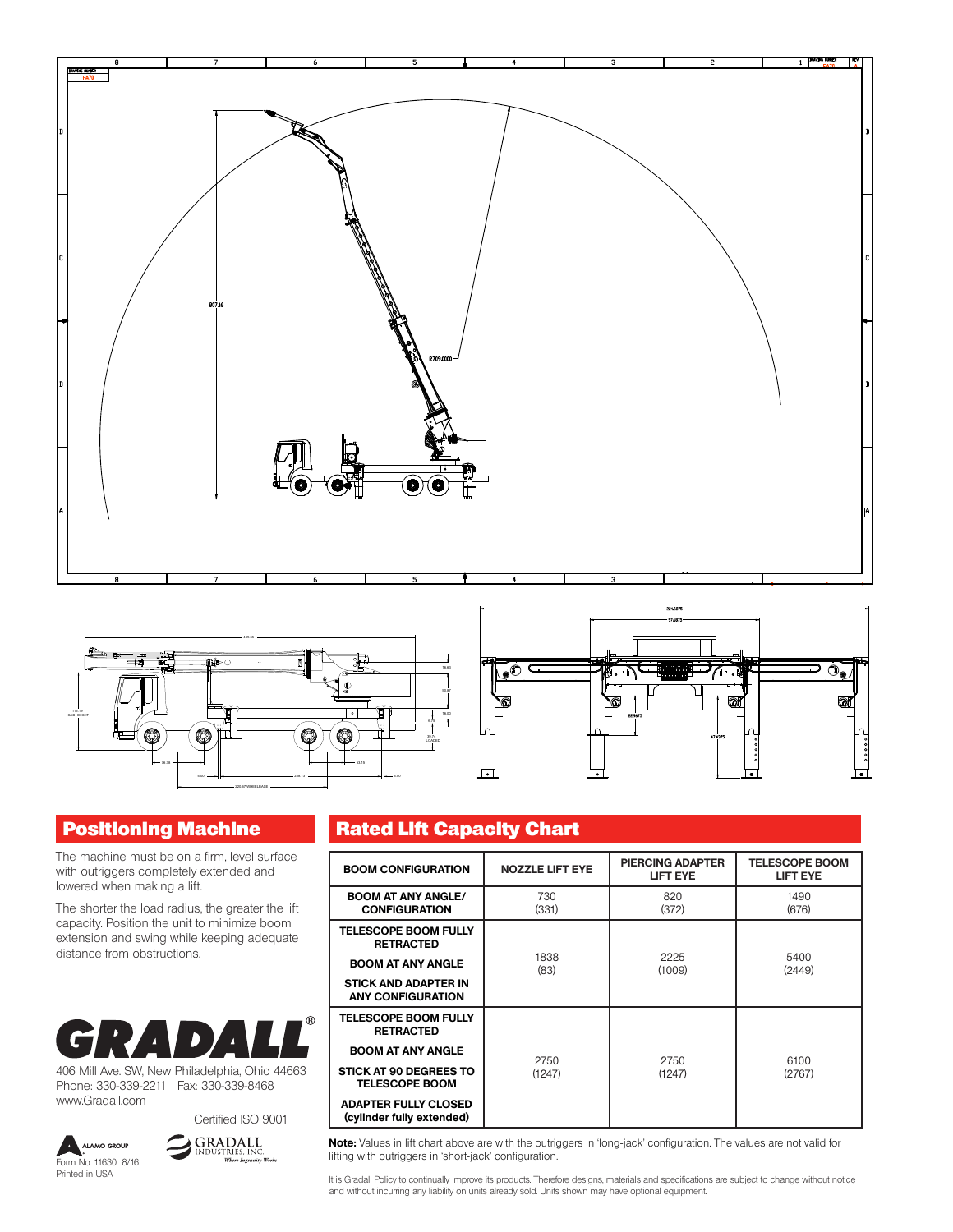807.16

R709.0000

## Positioning Machine

The machine must be on a firm, level surface with outriggers completely extended and lowered when making a lift.

The shorter the load radius, the greater the lift capacity. Position the unit to minimize boom extension and swing while keeping adequate distance from obstructions.

## Rated Lift Capacity Chart

| BOOM CONFIGURATION | NOZZLE LIFT EYE | PIERCING ADAPTER LIFT EYE | TELESCOPE BOOM LIFT EYE |
|---|---|---|---|
| BOOM AT ANY ANGLE/ CONFIGURATION | 730 (331) | 820 (372) | 1490 (676) |
| TELESCOPE BOOM FULLY RETRACTED<br>BOOM AT ANY ANGLE<br>STICK AND ADAPTER IN ANY CONFIGURATION | 1838 (83) | 2225 (1009) | 5400 (2449) |
| TELESCOPE BOOM FULLY RETRACTED<br>BOOM AT ANY ANGLE<br>STICK AT 90 DEGREES TO TELESCOPE BOOM<br>ADAPTER FULLY CLOSED (cylinder fully extended) | 2750 (1247) | 2750 (1247) | 6100 (2767) |

**Note:** Values in lift chart above are with the outriggers in 'long-jack' configuration. The values are not valid for lifting with outriggers in 'short-jack' configuration.

GRADALL®

406 Mill Ave. SW, New Philadelphia, Ohio 44663
Phone: 330-339-2211 Fax: 330-339-8468
www.Gradall.com

Certified ISO 9001

ALAMO GROUP

GRADALL INDUSTRIES, INC. *Where Ingenuity Works*

Form No. 11630 8/16
Printed in USA

It is Gradall Policy to continually improve its products. Therefore designs, materials and specifications are subject to change without notice and without incurring any liability on units already sold. Units shown may have optional equipment.